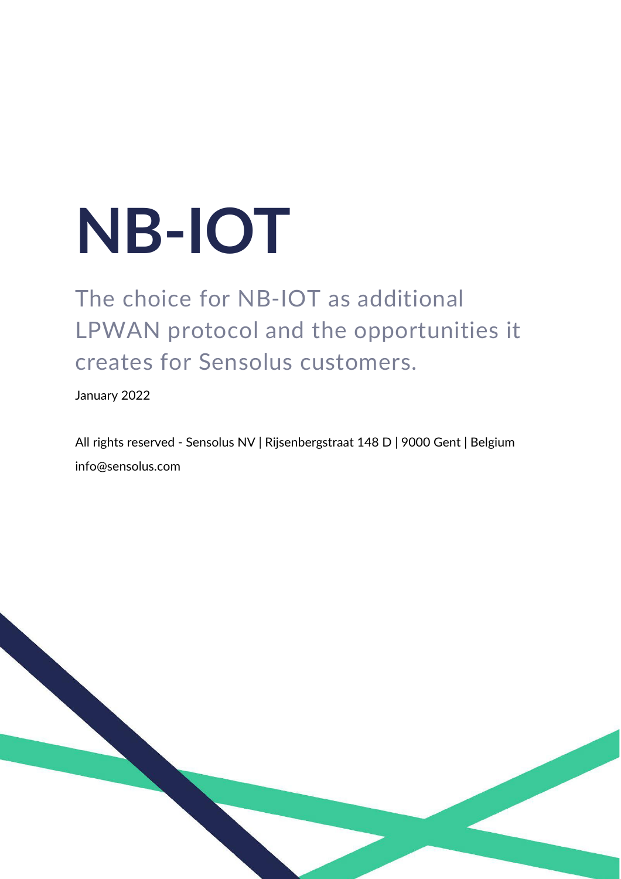# NB-IOT

## The choice for NB-IOT as additional LPWAN protocol and the opportunities it creates for Sensolus customers.

January 2022

All rights reserved - Sensolus NV | Rijsenbergstraat 148 D | 9000 Gent | Belgium

info@sensolus.com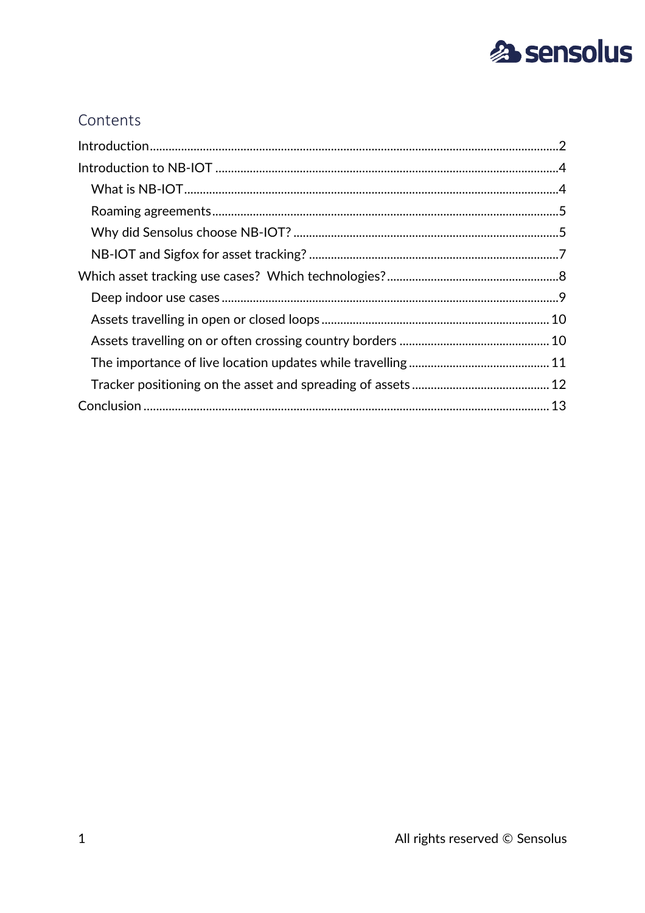# Contents

- Introduction ........ 2
- Introduction to NB-IOT ........ 4
  - What is NB-IOT ........ 4
  - Roaming agreements ........ 5
  - Why did Sensolus choose NB-IOT? ........ 5
  - NB-IOT and Sigfox for asset tracking? ........ 7
- Which asset tracking use cases? Which technologies? ........ 8
  - Deep indoor use cases ........ 9
  - Assets travelling in open or closed loops ........ 10
  - Assets travelling on or often crossing country borders ........ 10
  - The importance of live location updates while travelling ........ 11
  - Tracker positioning on the asset and spreading of assets ........ 12
- Conclusion ........ 13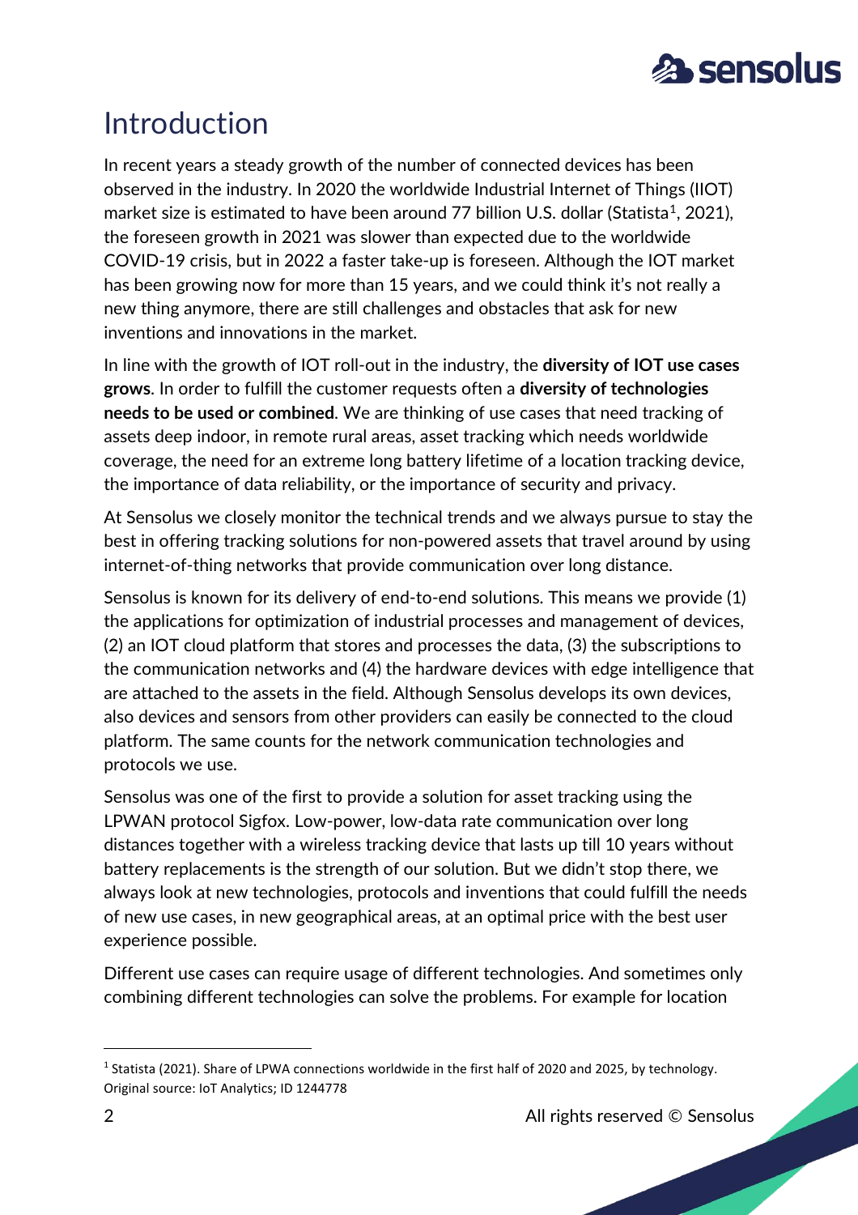# Introduction

In recent years a steady growth of the number of connected devices has been observed in the industry. In 2020 the worldwide Industrial Internet of Things (IIOT) market size is estimated to have been around 77 billion U.S. dollar (Statista[1], 2021), the foreseen growth in 2021 was slower than expected due to the worldwide COVID-19 crisis, but in 2022 a faster take-up is foreseen. Although the IOT market has been growing now for more than 15 years, and we could think it's not really a new thing anymore, there are still challenges and obstacles that ask for new inventions and innovations in the market.

In line with the growth of IOT roll-out in the industry, the **diversity of IOT use cases grows**. In order to fulfill the customer requests often a **diversity of technologies needs to be used or combined**. We are thinking of use cases that need tracking of assets deep indoor, in remote rural areas, asset tracking which needs worldwide coverage, the need for an extreme long battery lifetime of a location tracking device, the importance of data reliability, or the importance of security and privacy.

At Sensolus we closely monitor the technical trends and we always pursue to stay the best in offering tracking solutions for non-powered assets that travel around by using internet-of-thing networks that provide communication over long distance.

Sensolus is known for its delivery of end-to-end solutions. This means we provide (1) the applications for optimization of industrial processes and management of devices, (2) an IOT cloud platform that stores and processes the data, (3) the subscriptions to the communication networks and (4) the hardware devices with edge intelligence that are attached to the assets in the field. Although Sensolus develops its own devices, also devices and sensors from other providers can easily be connected to the cloud platform. The same counts for the network communication technologies and protocols we use.

Sensolus was one of the first to provide a solution for asset tracking using the LPWAN protocol Sigfox. Low-power, low-data rate communication over long distances together with a wireless tracking device that lasts up till 10 years without battery replacements is the strength of our solution. But we didn't stop there, we always look at new technologies, protocols and inventions that could fulfill the needs of new use cases, in new geographical areas, at an optimal price with the best user experience possible.

Different use cases can require usage of different technologies. And sometimes only combining different technologies can solve the problems. For example for location

---

[1] Statista (2021). Share of LPWA connections worldwide in the first half of 2020 and 2025, by technology. Original source: IoT Analytics; ID 1244778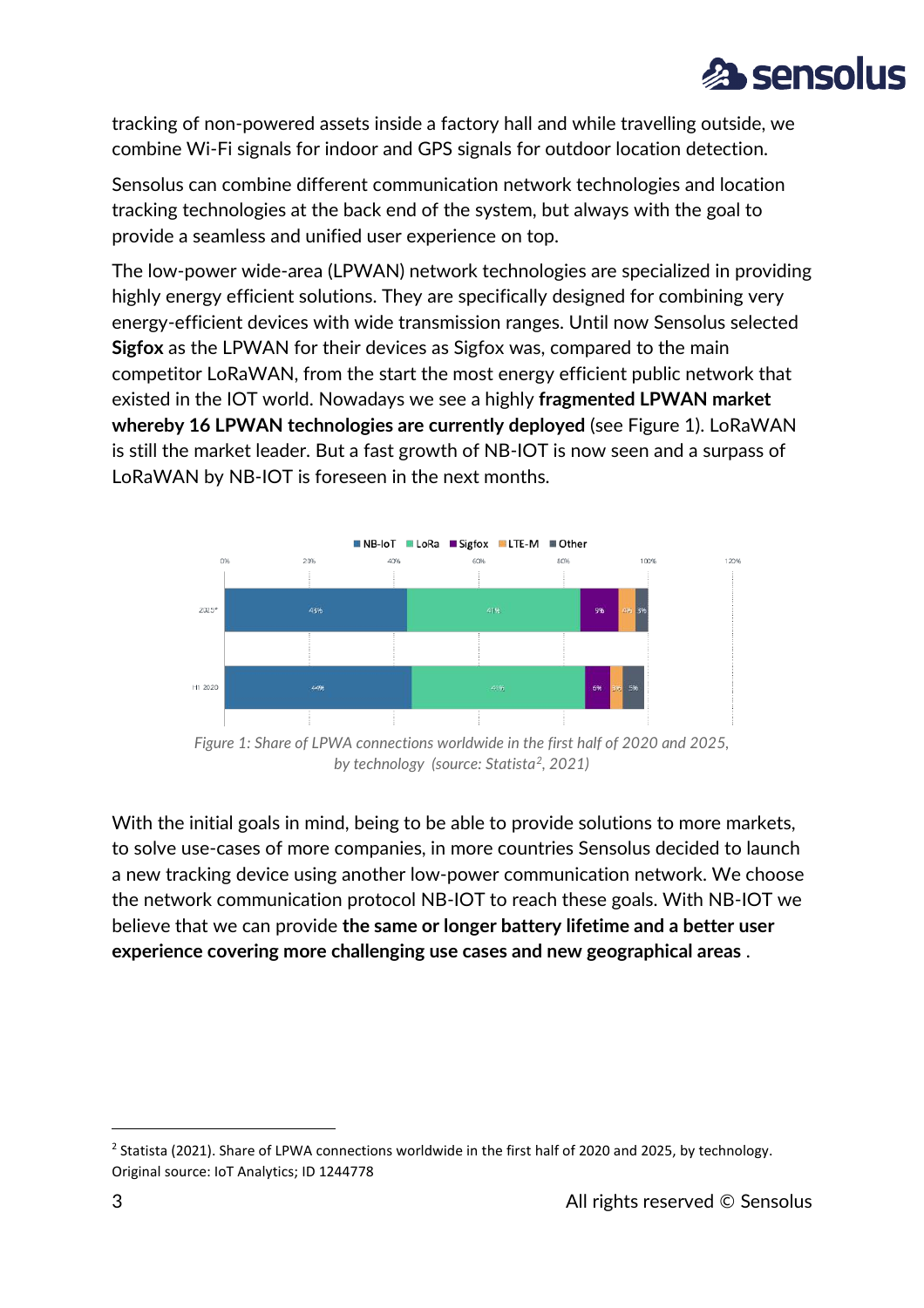tracking of non-powered assets inside a factory hall and while travelling outside, we combine Wi-Fi signals for indoor and GPS signals for outdoor location detection.

Sensolus can combine different communication network technologies and location tracking technologies at the back end of the system, but always with the goal to provide a seamless and unified user experience on top.

The low-power wide-area (LPWAN) network technologies are specialized in providing highly energy efficient solutions. They are specifically designed for combining very energy-efficient devices with wide transmission ranges. Until now Sensolus selected **Sigfox** as the LPWAN for their devices as Sigfox was, compared to the main competitor LoRaWAN, from the start the most energy efficient public network that existed in the IOT world. Nowadays we see a highly **fragmented LPWAN market whereby 16 LPWAN technologies are currently deployed** (see Figure 1). LoRaWAN is still the market leader. But a fast growth of NB-IOT is now seen and a surpass of LoRaWAN by NB-IOT is foreseen in the next months.

NB-IoT LoRa Sigfox LTE-M Other

0% 20% 40% 60% 80% 100% 120%

2025*

43% 41% 9% 4% 3%

H1 2020

44% 41% 6% 3% 5%

*Figure 1: Share of LPWA connections worldwide in the first half of 2020 and 2025, by technology (source: Statista[2], 2021)*

With the initial goals in mind, being to be able to provide solutions to more markets, to solve use-cases of more companies, in more countries Sensolus decided to launch a new tracking device using another low-power communication network. We choose the network communication protocol NB-IOT to reach these goals. With NB-IOT we believe that we can provide **the same or longer battery lifetime and a better user experience covering more challenging use cases and new geographical areas** .

[2] Statista (2021). Share of LPWA connections worldwide in the first half of 2020 and 2025, by technology. Original source: IoT Analytics; ID 1244778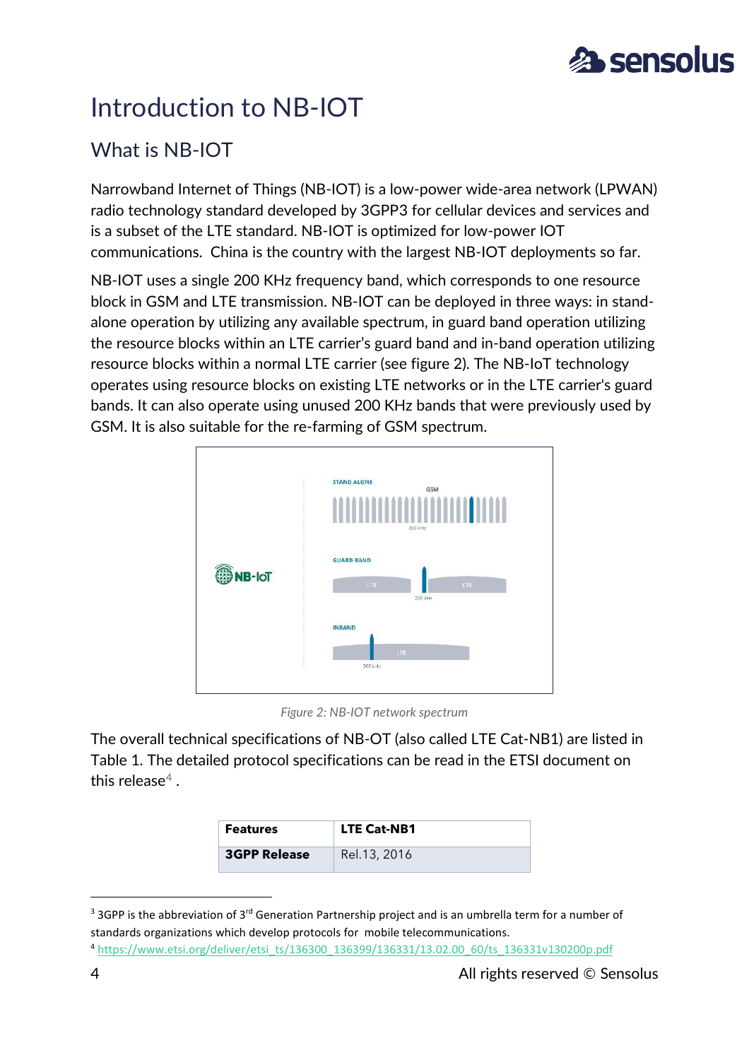# Introduction to NB-IOT

## What is NB-IOT

Narrowband Internet of Things (NB-IOT) is a low-power wide-area network (LPWAN) radio technology standard developed by 3GPP[3] for cellular devices and services and is a subset of the LTE standard. NB-IOT is optimized for low-power IOT communications. China is the country with the largest NB-IOT deployments so far.

NB-IOT uses a single 200 KHz frequency band, which corresponds to one resource block in GSM and LTE transmission. NB-IOT can be deployed in three ways: in stand-alone operation by utilizing any available spectrum, in guard band operation utilizing the resource blocks within an LTE carrier's guard band and in-band operation utilizing resource blocks within a normal LTE carrier (see figure 2). The NB-IoT technology operates using resource blocks on existing LTE networks or in the LTE carrier's guard bands. It can also operate using unused 200 KHz bands that were previously used by GSM. It is also suitable for the re-farming of GSM spectrum.

NB-IoT

STAND ALONE

GSM

200 KHz

GUARD BAND

LTE

LTE

200 KHz

INBAND

LTE

200 KHz

*Figure 2: NB-IOT network spectrum*

The overall technical specifications of NB-OT (also called LTE Cat-NB1) are listed in Table 1. The detailed protocol specifications can be read in the ETSI document on this release[4] .

| **Features** | **LTE Cat-NB1** |
|---|---|
| **3GPP Release** | Rel.13, 2016 |

---

[3] 3GPP is the abbreviation of 3rd Generation Partnership project and is an umbrella term for a number of standards organizations which develop protocols for mobile telecommunications.

[4] https://www.etsi.org/deliver/etsi_ts/136300_136399/136331/13.02.00_60/ts_136331v130200p.pdf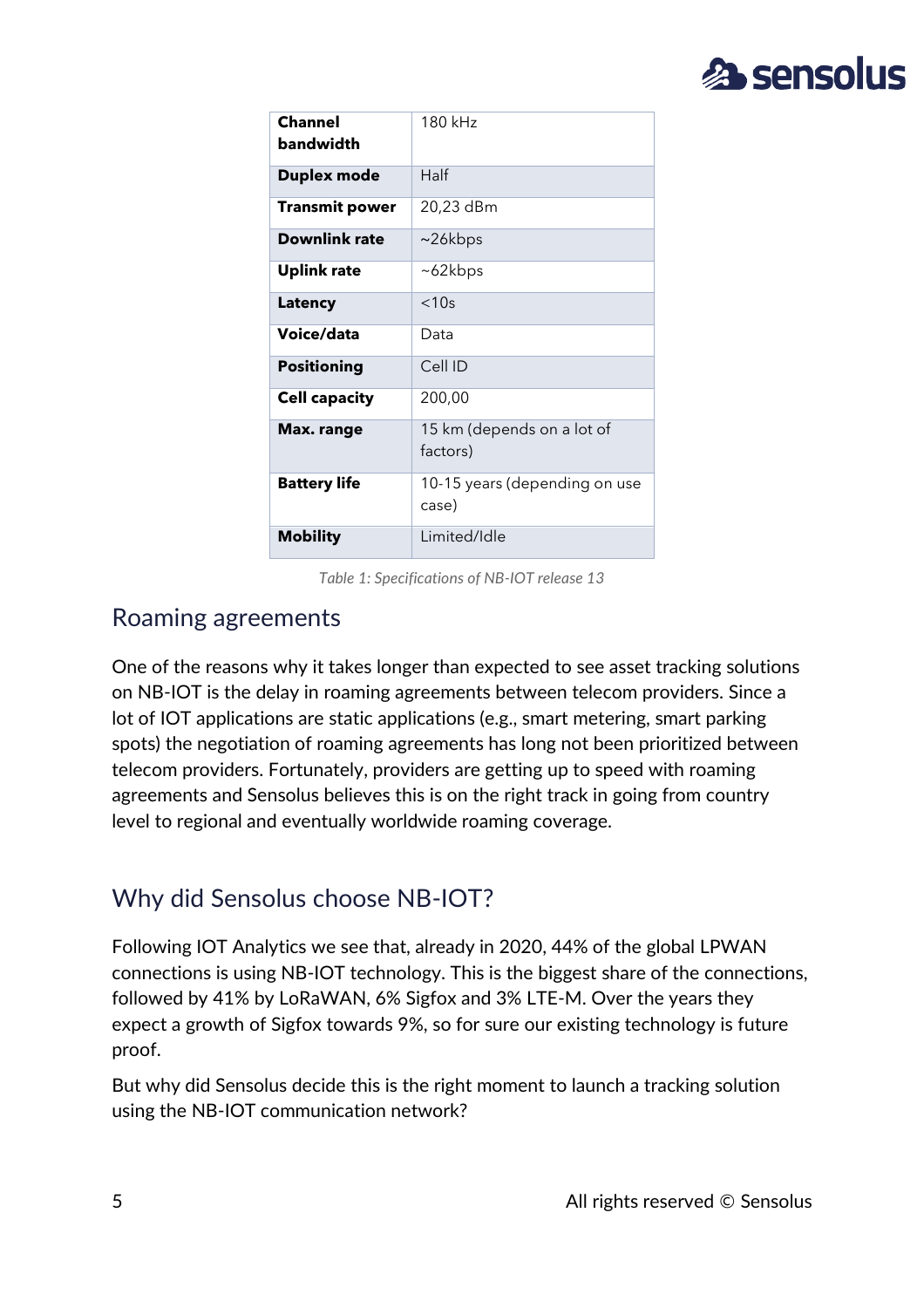| | |
|---|---|
| **Channel bandwidth** | 180 kHz |
| **Duplex mode** | Half |
| **Transmit power** | 20,23 dBm |
| **Downlink rate** | ~26kbps |
| **Uplink rate** | ~62kbps |
| **Latency** | <10s |
| **Voice/data** | Data |
| **Positioning** | Cell ID |
| **Cell capacity** | 200,00 |
| **Max. range** | 15 km (depends on a lot of factors) |
| **Battery life** | 10-15 years (depending on use case) |
| **Mobility** | Limited/Idle |

*Table 1: Specifications of NB-IOT release 13*

## Roaming agreements

One of the reasons why it takes longer than expected to see asset tracking solutions on NB-IOT is the delay in roaming agreements between telecom providers. Since a lot of IOT applications are static applications (e.g., smart metering, smart parking spots) the negotiation of roaming agreements has long not been prioritized between telecom providers. Fortunately, providers are getting up to speed with roaming agreements and Sensolus believes this is on the right track in going from country level to regional and eventually worldwide roaming coverage.

## Why did Sensolus choose NB-IOT?

Following IOT Analytics we see that, already in 2020, 44% of the global LPWAN connections is using NB-IOT technology. This is the biggest share of the connections, followed by 41% by LoRaWAN, 6% Sigfox and 3% LTE-M. Over the years they expect a growth of Sigfox towards 9%, so for sure our existing technology is future proof.

But why did Sensolus decide this is the right moment to launch a tracking solution using the NB-IOT communication network?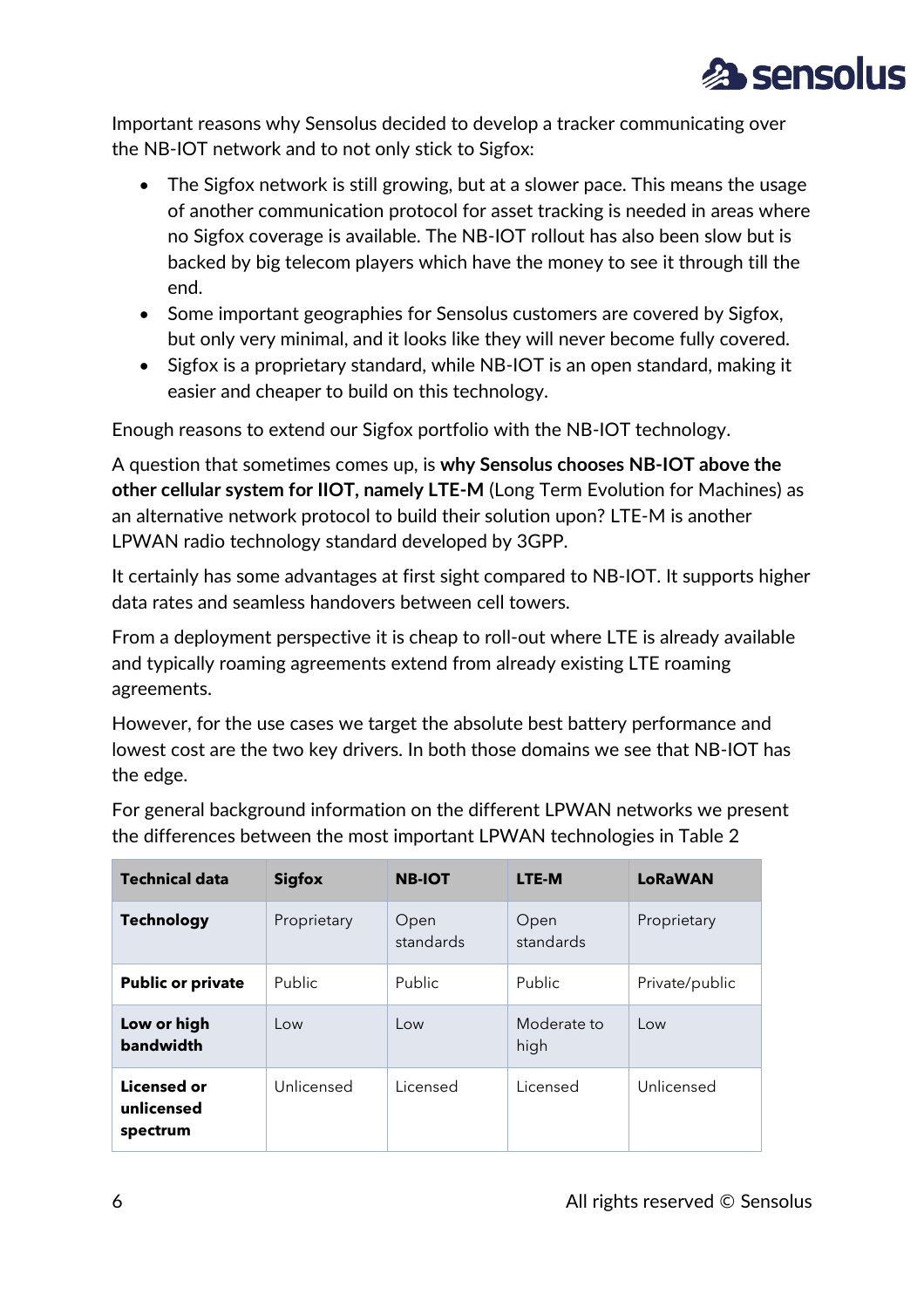Important reasons why Sensolus decided to develop a tracker communicating over the NB-IOT network and to not only stick to Sigfox:

- The Sigfox network is still growing, but at a slower pace. This means the usage of another communication protocol for asset tracking is needed in areas where no Sigfox coverage is available. The NB-IOT rollout has also been slow but is backed by big telecom players which have the money to see it through till the end.
- Some important geographies for Sensolus customers are covered by Sigfox, but only very minimal, and it looks like they will never become fully covered.
- Sigfox is a proprietary standard, while NB-IOT is an open standard, making it easier and cheaper to build on this technology.

Enough reasons to extend our Sigfox portfolio with the NB-IOT technology.

A question that sometimes comes up, is **why Sensolus chooses NB-IOT above the other cellular system for IIOT, namely LTE-M** (Long Term Evolution for Machines) as an alternative network protocol to build their solution upon? LTE-M is another LPWAN radio technology standard developed by 3GPP.

It certainly has some advantages at first sight compared to NB-IOT. It supports higher data rates and seamless handovers between cell towers.

From a deployment perspective it is cheap to roll-out where LTE is already available and typically roaming agreements extend from already existing LTE roaming agreements.

However, for the use cases we target the absolute best battery performance and lowest cost are the two key drivers. In both those domains we see that NB-IOT has the edge.

For general background information on the different LPWAN networks we present the differences between the most important LPWAN technologies in Table 2

| Technical data | Sigfox | NB-IOT | LTE-M | LoRaWAN |
|---|---|---|---|---|
| **Technology** | Proprietary | Open standards | Open standards | Proprietary |
| **Public or private** | Public | Public | Public | Private/public |
| **Low or high bandwidth** | Low | Low | Moderate to high | Low |
| **Licensed or unlicensed spectrum** | Unlicensed | Licensed | Licensed | Unlicensed |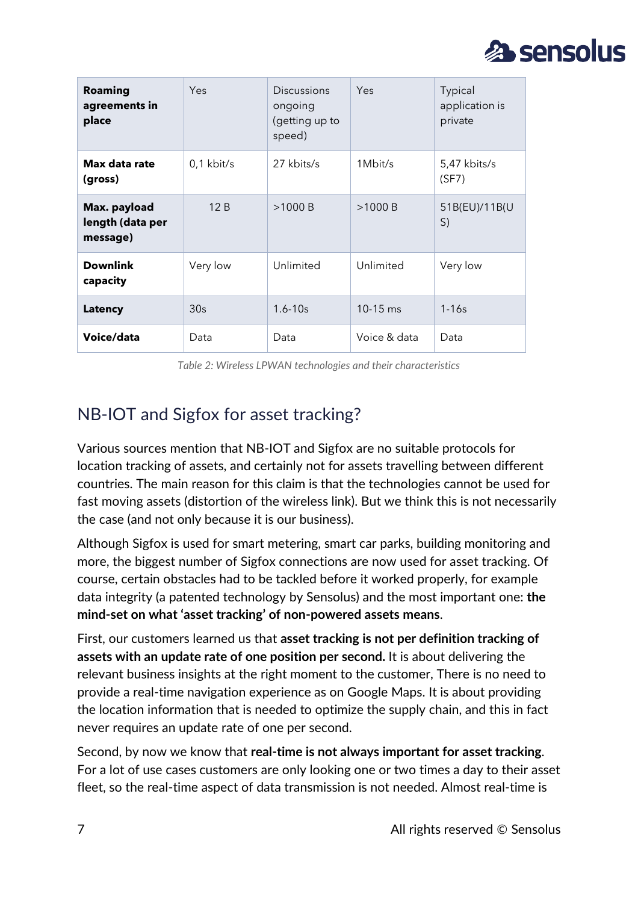| | | | | |
|---|---|---|---|---|
| **Roaming agreements in place** | Yes | Discussions ongoing (getting up to speed) | Yes | Typical application is private |
| **Max data rate (gross)** | 0,1 kbit/s | 27 kbits/s | 1Mbit/s | 5,47 kbits/s (SF7) |
| **Max. payload length (data per message)** | 12 B | >1000 B | >1000 B | 51B(EU)/11B(US) |
| **Downlink capacity** | Very low | Unlimited | Unlimited | Very low |
| **Latency** | 30s | 1.6-10s | 10-15 ms | 1-16s |
| **Voice/data** | Data | Data | Voice & data | Data |

*Table 2: Wireless LPWAN technologies and their characteristics*

## NB-IOT and Sigfox for asset tracking?

Various sources mention that NB-IOT and Sigfox are no suitable protocols for location tracking of assets, and certainly not for assets travelling between different countries. The main reason for this claim is that the technologies cannot be used for fast moving assets (distortion of the wireless link). But we think this is not necessarily the case (and not only because it is our business).

Although Sigfox is used for smart metering, smart car parks, building monitoring and more, the biggest number of Sigfox connections are now used for asset tracking. Of course, certain obstacles had to be tackled before it worked properly, for example data integrity (a patented technology by Sensolus) and the most important one: **the mind-set on what 'asset tracking' of non-powered assets means**.

First, our customers learned us that **asset tracking is not per definition tracking of assets with an update rate of one position per second.** It is about delivering the relevant business insights at the right moment to the customer, There is no need to provide a real-time navigation experience as on Google Maps. It is about providing the location information that is needed to optimize the supply chain, and this in fact never requires an update rate of one per second.

Second, by now we know that **real-time is not always important for asset tracking**. For a lot of use cases customers are only looking one or two times a day to their asset fleet, so the real-time aspect of data transmission is not needed. Almost real-time is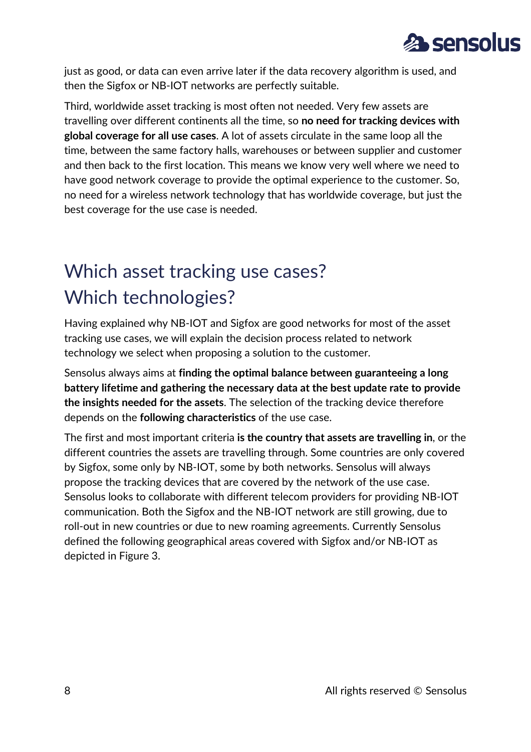just as good, or data can even arrive later if the data recovery algorithm is used, and then the Sigfox or NB-IOT networks are perfectly suitable.

Third, worldwide asset tracking is most often not needed. Very few assets are travelling over different continents all the time, so **no need for tracking devices with global coverage for all use cases**. A lot of assets circulate in the same loop all the time, between the same factory halls, warehouses or between supplier and customer and then back to the first location. This means we know very well where we need to have good network coverage to provide the optimal experience to the customer. So, no need for a wireless network technology that has worldwide coverage, but just the best coverage for the use case is needed.

## Which asset tracking use cases?
## Which technologies?

Having explained why NB-IOT and Sigfox are good networks for most of the asset tracking use cases, we will explain the decision process related to network technology we select when proposing a solution to the customer.

Sensolus always aims at **finding the optimal balance between guaranteeing a long battery lifetime and gathering the necessary data at the best update rate to provide the insights needed for the assets**. The selection of the tracking device therefore depends on the **following characteristics** of the use case.

The first and most important criteria **is the country that assets are travelling in**, or the different countries the assets are travelling through. Some countries are only covered by Sigfox, some only by NB-IOT, some by both networks. Sensolus will always propose the tracking devices that are covered by the network of the use case. Sensolus looks to collaborate with different telecom providers for providing NB-IOT communication. Both the Sigfox and the NB-IOT network are still growing, due to roll-out in new countries or due to new roaming agreements. Currently Sensolus defined the following geographical areas covered with Sigfox and/or NB-IOT as depicted in Figure 3.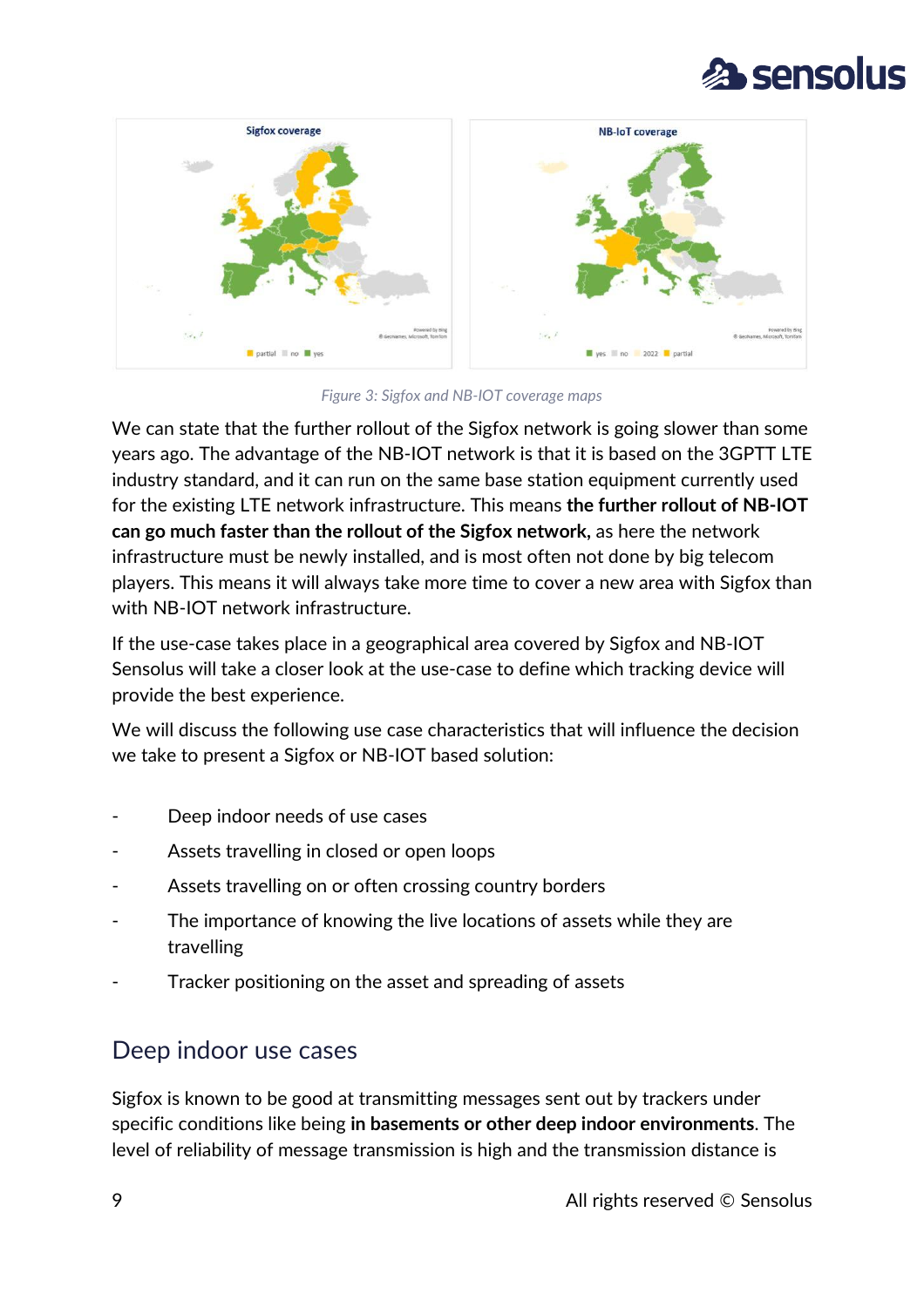Sigfox coverage

partial no yes

NB-IoT coverage

yes no 2022 partial

*Figure 3: Sigfox and NB-IOT coverage maps*

We can state that the further rollout of the Sigfox network is going slower than some years ago. The advantage of the NB-IOT network is that it is based on the 3GPTT LTE industry standard, and it can run on the same base station equipment currently used for the existing LTE network infrastructure. This means **the further rollout of NB-IOT can go much faster than the rollout of the Sigfox network,** as here the network infrastructure must be newly installed, and is most often not done by big telecom players. This means it will always take more time to cover a new area with Sigfox than with NB-IOT network infrastructure.

If the use-case takes place in a geographical area covered by Sigfox and NB-IOT Sensolus will take a closer look at the use-case to define which tracking device will provide the best experience.

We will discuss the following use case characteristics that will influence the decision we take to present a Sigfox or NB-IOT based solution:

- Deep indoor needs of use cases
- Assets travelling in closed or open loops
- Assets travelling on or often crossing country borders
- The importance of knowing the live locations of assets while they are travelling
- Tracker positioning on the asset and spreading of assets

## Deep indoor use cases

Sigfox is known to be good at transmitting messages sent out by trackers under specific conditions like being **in basements or other deep indoor environments**. The level of reliability of message transmission is high and the transmission distance is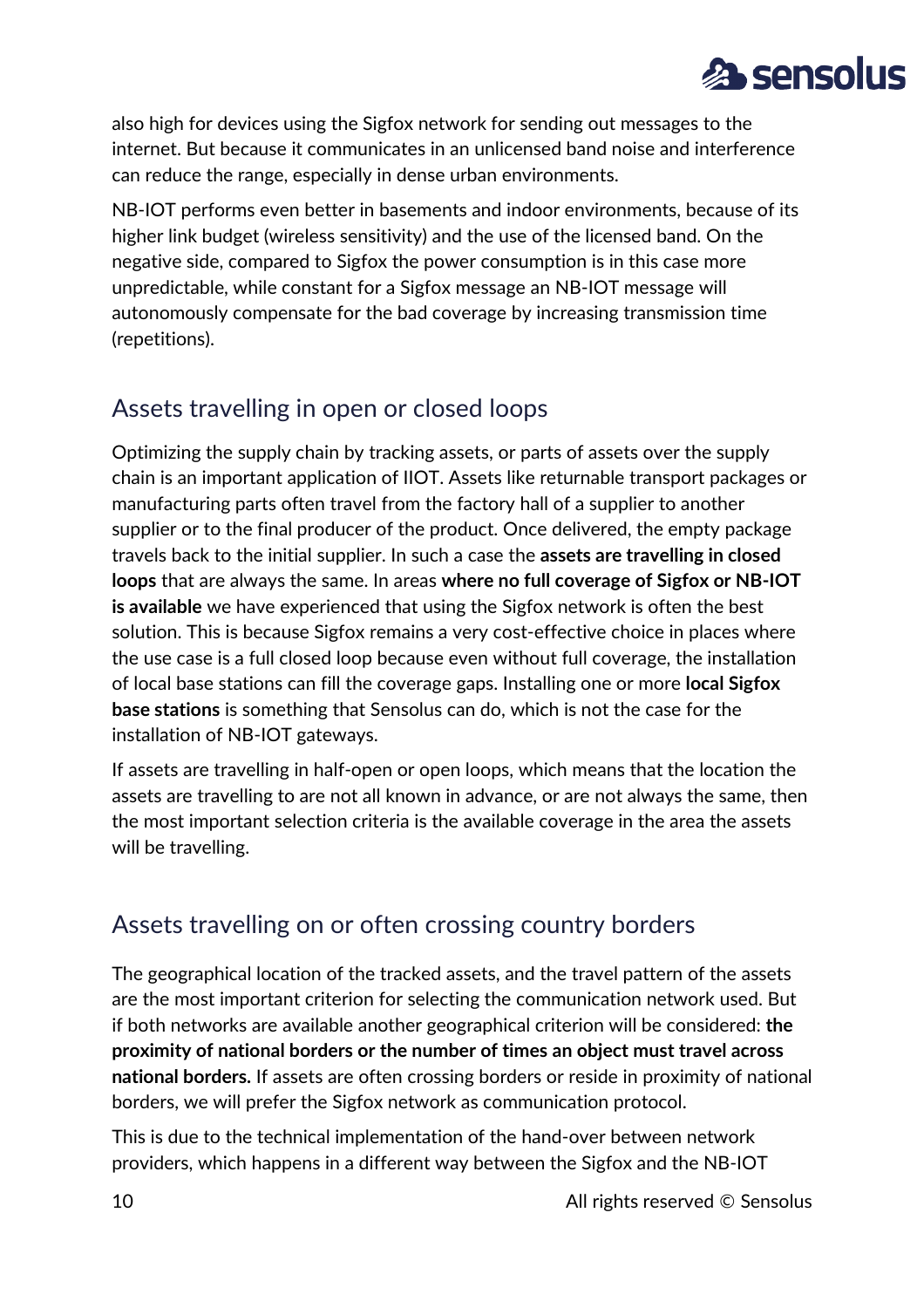also high for devices using the Sigfox network for sending out messages to the internet. But because it communicates in an unlicensed band noise and interference can reduce the range, especially in dense urban environments.

NB-IOT performs even better in basements and indoor environments, because of its higher link budget (wireless sensitivity) and the use of the licensed band. On the negative side, compared to Sigfox the power consumption is in this case more unpredictable, while constant for a Sigfox message an NB-IOT message will autonomously compensate for the bad coverage by increasing transmission time (repetitions).

## Assets travelling in open or closed loops

Optimizing the supply chain by tracking assets, or parts of assets over the supply chain is an important application of IIOT. Assets like returnable transport packages or manufacturing parts often travel from the factory hall of a supplier to another supplier or to the final producer of the product. Once delivered, the empty package travels back to the initial supplier. In such a case the **assets are travelling in closed loops** that are always the same. In areas **where no full coverage of Sigfox or NB-IOT is available** we have experienced that using the Sigfox network is often the best solution. This is because Sigfox remains a very cost-effective choice in places where the use case is a full closed loop because even without full coverage, the installation of local base stations can fill the coverage gaps. Installing one or more **local Sigfox base stations** is something that Sensolus can do, which is not the case for the installation of NB-IOT gateways.

If assets are travelling in half-open or open loops, which means that the location the assets are travelling to are not all known in advance, or are not always the same, then the most important selection criteria is the available coverage in the area the assets will be travelling.

## Assets travelling on or often crossing country borders

The geographical location of the tracked assets, and the travel pattern of the assets are the most important criterion for selecting the communication network used. But if both networks are available another geographical criterion will be considered: **the proximity of national borders or the number of times an object must travel across national borders.** If assets are often crossing borders or reside in proximity of national borders, we will prefer the Sigfox network as communication protocol.

This is due to the technical implementation of the hand-over between network providers, which happens in a different way between the Sigfox and the NB-IOT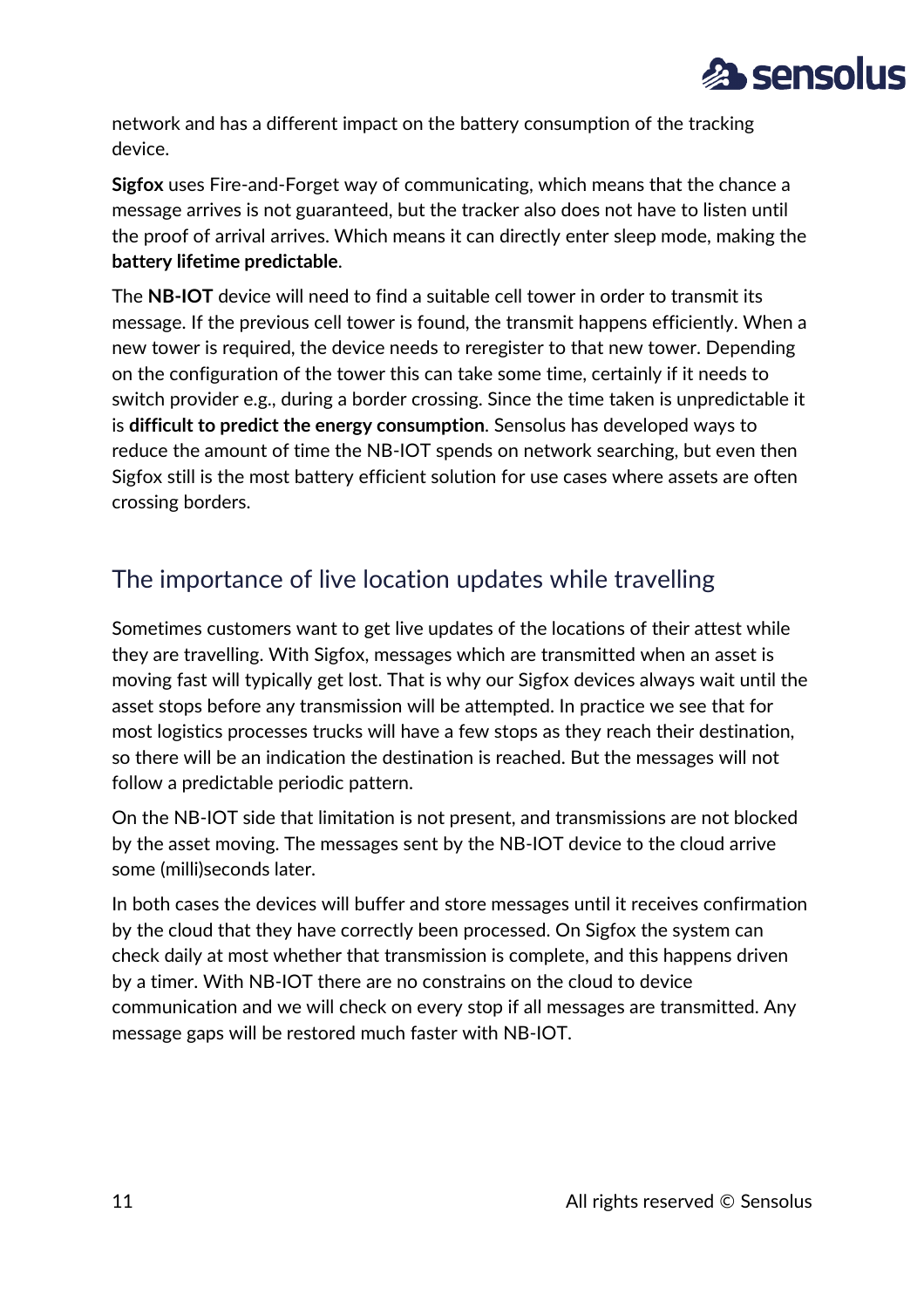network and has a different impact on the battery consumption of the tracking device.

**Sigfox** uses Fire-and-Forget way of communicating, which means that the chance a message arrives is not guaranteed, but the tracker also does not have to listen until the proof of arrival arrives. Which means it can directly enter sleep mode, making the **battery lifetime predictable**.

The **NB-IOT** device will need to find a suitable cell tower in order to transmit its message. If the previous cell tower is found, the transmit happens efficiently. When a new tower is required, the device needs to reregister to that new tower. Depending on the configuration of the tower this can take some time, certainly if it needs to switch provider e.g., during a border crossing. Since the time taken is unpredictable it is **difficult to predict the energy consumption**. Sensolus has developed ways to reduce the amount of time the NB-IOT spends on network searching, but even then Sigfox still is the most battery efficient solution for use cases where assets are often crossing borders.

## The importance of live location updates while travelling

Sometimes customers want to get live updates of the locations of their attest while they are travelling. With Sigfox, messages which are transmitted when an asset is moving fast will typically get lost. That is why our Sigfox devices always wait until the asset stops before any transmission will be attempted. In practice we see that for most logistics processes trucks will have a few stops as they reach their destination, so there will be an indication the destination is reached. But the messages will not follow a predictable periodic pattern.

On the NB-IOT side that limitation is not present, and transmissions are not blocked by the asset moving. The messages sent by the NB-IOT device to the cloud arrive some (milli)seconds later.

In both cases the devices will buffer and store messages until it receives confirmation by the cloud that they have correctly been processed. On Sigfox the system can check daily at most whether that transmission is complete, and this happens driven by a timer. With NB-IOT there are no constrains on the cloud to device communication and we will check on every stop if all messages are transmitted. Any message gaps will be restored much faster with NB-IOT.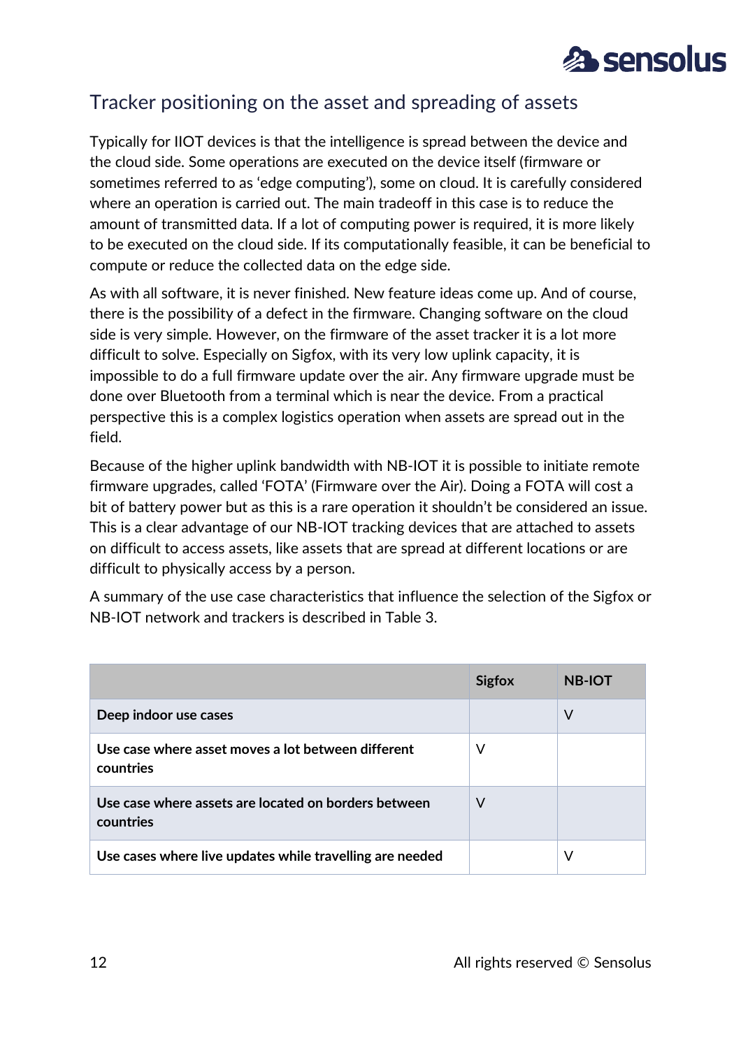## Tracker positioning on the asset and spreading of assets

Typically for IIOT devices is that the intelligence is spread between the device and the cloud side. Some operations are executed on the device itself (firmware or sometimes referred to as 'edge computing'), some on cloud. It is carefully considered where an operation is carried out. The main tradeoff in this case is to reduce the amount of transmitted data. If a lot of computing power is required, it is more likely to be executed on the cloud side. If its computationally feasible, it can be beneficial to compute or reduce the collected data on the edge side.

As with all software, it is never finished. New feature ideas come up. And of course, there is the possibility of a defect in the firmware. Changing software on the cloud side is very simple. However, on the firmware of the asset tracker it is a lot more difficult to solve. Especially on Sigfox, with its very low uplink capacity, it is impossible to do a full firmware update over the air. Any firmware upgrade must be done over Bluetooth from a terminal which is near the device. From a practical perspective this is a complex logistics operation when assets are spread out in the field.

Because of the higher uplink bandwidth with NB-IOT it is possible to initiate remote firmware upgrades, called 'FOTA' (Firmware over the Air). Doing a FOTA will cost a bit of battery power but as this is a rare operation it shouldn't be considered an issue. This is a clear advantage of our NB-IOT tracking devices that are attached to assets on difficult to access assets, like assets that are spread at different locations or are difficult to physically access by a person.

A summary of the use case characteristics that influence the selection of the Sigfox or NB-IOT network and trackers is described in Table 3.

| | Sigfox | NB-IOT |
|---|---|---|
| **Deep indoor use cases** | | V |
| **Use case where asset moves a lot between different countries** | V | |
| **Use case where assets are located on borders between countries** | V | |
| **Use cases where live updates while travelling are needed** | | V |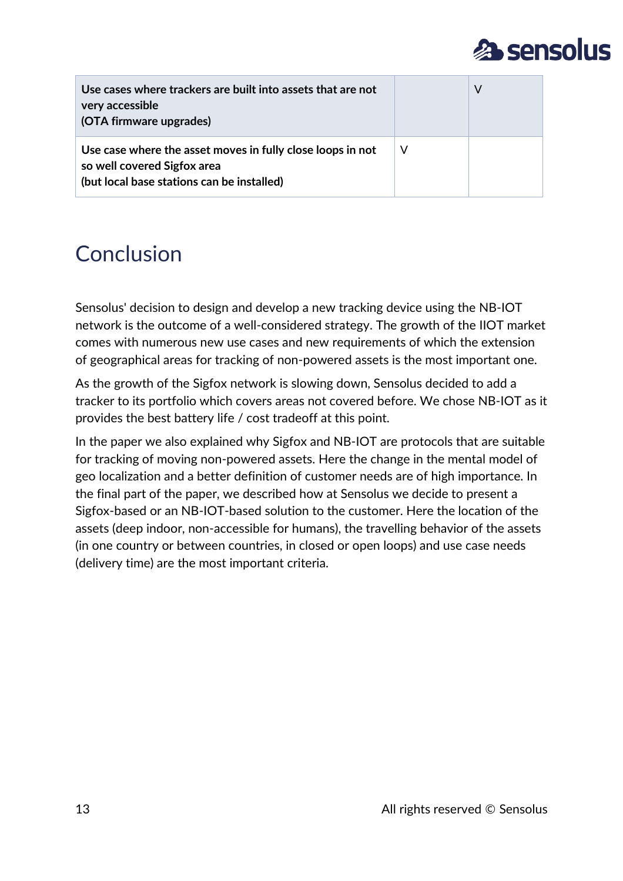| | | |
|---|---|---|
| **Use cases where trackers are built into assets that are not very accessible (OTA firmware upgrades)** | | V |
| **Use case where the asset moves in fully close loops in not so well covered Sigfox area (but local base stations can be installed)** | V | |

# Conclusion

Sensolus' decision to design and develop a new tracking device using the NB-IOT network is the outcome of a well-considered strategy. The growth of the IIOT market comes with numerous new use cases and new requirements of which the extension of geographical areas for tracking of non-powered assets is the most important one.

As the growth of the Sigfox network is slowing down, Sensolus decided to add a tracker to its portfolio which covers areas not covered before. We chose NB-IOT as it provides the best battery life / cost tradeoff at this point.

In the paper we also explained why Sigfox and NB-IOT are protocols that are suitable for tracking of moving non-powered assets. Here the change in the mental model of geo localization and a better definition of customer needs are of high importance. In the final part of the paper, we described how at Sensolus we decide to present a Sigfox-based or an NB-IOT-based solution to the customer. Here the location of the assets (deep indoor, non-accessible for humans), the travelling behavior of the assets (in one country or between countries, in closed or open loops) and use case needs (delivery time) are the most important criteria.